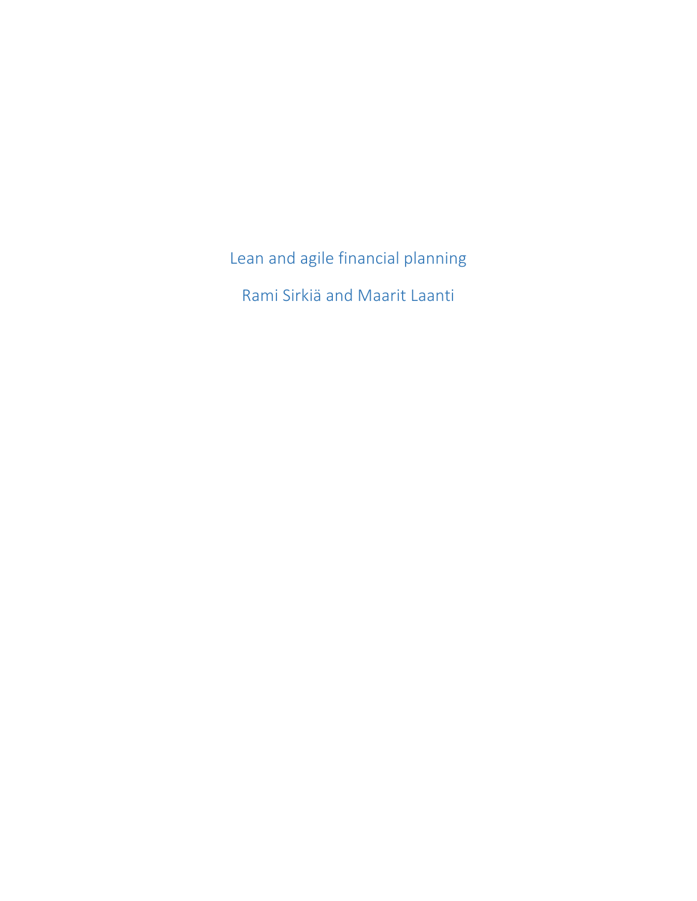# Lean and agile financial planning

Rami Sirkiä and Maarit Laanti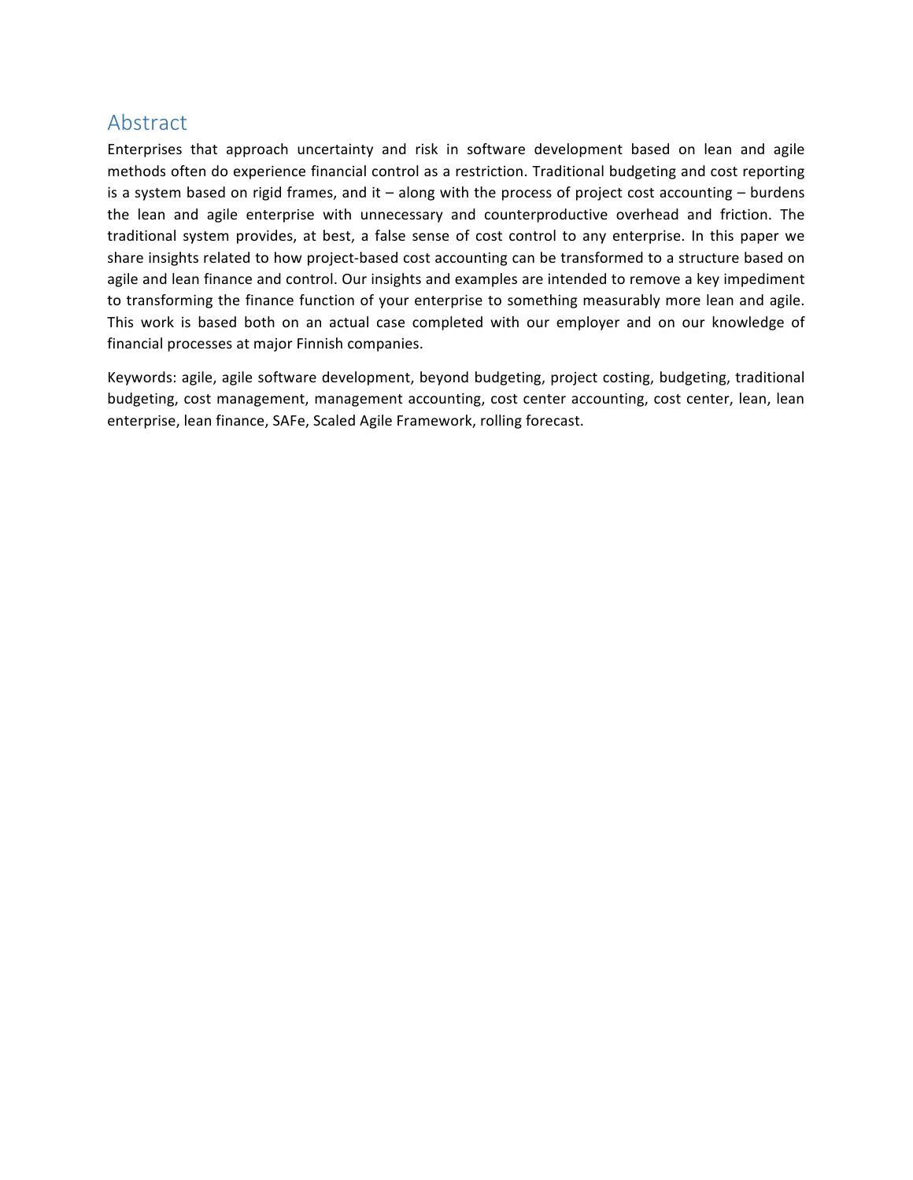## Abstract

Enterprises that approach uncertainty and risk in software development based on lean and agile methods often do experience financial control as a restriction. Traditional budgeting and cost reporting is a system based on rigid frames, and it – along with the process of project cost accounting – burdens the lean and agile enterprise with unnecessary and counterproductive overhead and friction. The traditional system provides, at best, a false sense of cost control to any enterprise. In this paper we share insights related to how project-based cost accounting can be transformed to a structure based on agile and lean finance and control. Our insights and examples are intended to remove a key impediment to transforming the finance function of your enterprise to something measurably more lean and agile. This work is based both on an actual case completed with our employer and on our knowledge of financial processes at major Finnish companies.

Keywords: agile, agile software development, beyond budgeting, project costing, budgeting, traditional budgeting, cost management, management accounting, cost center accounting, cost center, lean, lean enterprise, lean finance, SAFe, Scaled Agile Framework, rolling forecast.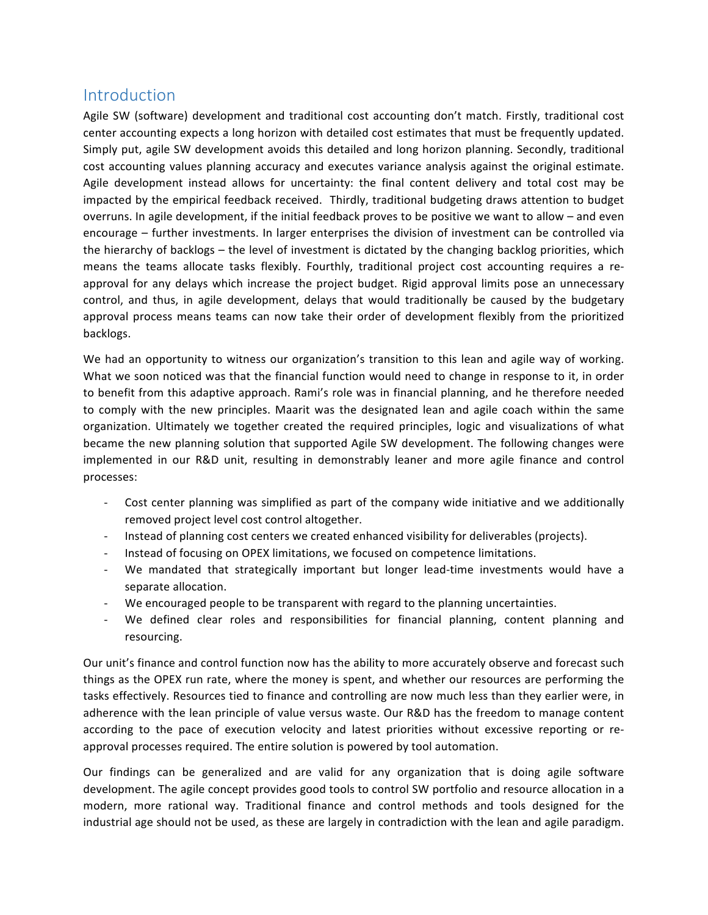## Introduction

Agile SW (software) development and traditional cost accounting don't match. Firstly, traditional cost center accounting expects a long horizon with detailed cost estimates that must be frequently updated. Simply put, agile SW development avoids this detailed and long horizon planning. Secondly, traditional cost accounting values planning accuracy and executes variance analysis against the original estimate. Agile development instead allows for uncertainty: the final content delivery and total cost may be impacted by the empirical feedback received. Thirdly, traditional budgeting draws attention to budget overruns. In agile development, if the initial feedback proves to be positive we want to allow – and even encourage – further investments. In larger enterprises the division of investment can be controlled via the hierarchy of backlogs – the level of investment is dictated by the changing backlog priorities, which means the teams allocate tasks flexibly. Fourthly, traditional project cost accounting requires a re-approval for any delays which increase the project budget. Rigid approval limits pose an unnecessary control, and thus, in agile development, delays that would traditionally be caused by the budgetary approval process means teams can now take their order of development flexibly from the prioritized backlogs.

We had an opportunity to witness our organization's transition to this lean and agile way of working. What we soon noticed was that the financial function would need to change in response to it, in order to benefit from this adaptive approach. Rami's role was in financial planning, and he therefore needed to comply with the new principles. Maarit was the designated lean and agile coach within the same organization. Ultimately we together created the required principles, logic and visualizations of what became the new planning solution that supported Agile SW development. The following changes were implemented in our R&D unit, resulting in demonstrably leaner and more agile finance and control processes:

- Cost center planning was simplified as part of the company wide initiative and we additionally removed project level cost control altogether.
- Instead of planning cost centers we created enhanced visibility for deliverables (projects).
- Instead of focusing on OPEX limitations, we focused on competence limitations.
- We mandated that strategically important but longer lead-time investments would have a separate allocation.
- We encouraged people to be transparent with regard to the planning uncertainties.
- We defined clear roles and responsibilities for financial planning, content planning and resourcing.

Our unit's finance and control function now has the ability to more accurately observe and forecast such things as the OPEX run rate, where the money is spent, and whether our resources are performing the tasks effectively. Resources tied to finance and controlling are now much less than they earlier were, in adherence with the lean principle of value versus waste. Our R&D has the freedom to manage content according to the pace of execution velocity and latest priorities without excessive reporting or re-approval processes required. The entire solution is powered by tool automation.

Our findings can be generalized and are valid for any organization that is doing agile software development. The agile concept provides good tools to control SW portfolio and resource allocation in a modern, more rational way. Traditional finance and control methods and tools designed for the industrial age should not be used, as these are largely in contradiction with the lean and agile paradigm.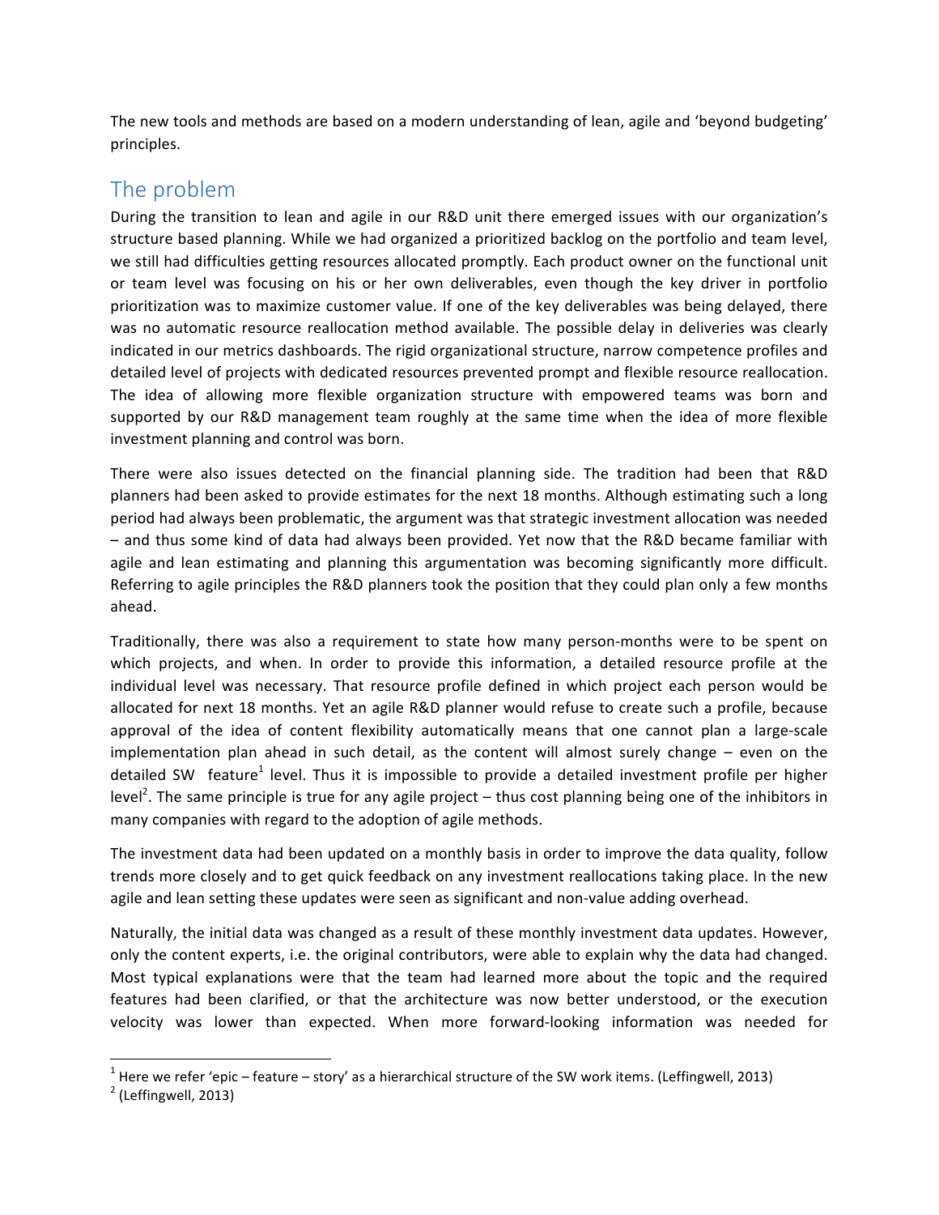The new tools and methods are based on a modern understanding of lean, agile and 'beyond budgeting' principles.

## The problem

During the transition to lean and agile in our R&D unit there emerged issues with our organization's structure based planning. While we had organized a prioritized backlog on the portfolio and team level, we still had difficulties getting resources allocated promptly. Each product owner on the functional unit or team level was focusing on his or her own deliverables, even though the key driver in portfolio prioritization was to maximize customer value. If one of the key deliverables was being delayed, there was no automatic resource reallocation method available. The possible delay in deliveries was clearly indicated in our metrics dashboards. The rigid organizational structure, narrow competence profiles and detailed level of projects with dedicated resources prevented prompt and flexible resource reallocation. The idea of allowing more flexible organization structure with empowered teams was born and supported by our R&D management team roughly at the same time when the idea of more flexible investment planning and control was born.

There were also issues detected on the financial planning side. The tradition had been that R&D planners had been asked to provide estimates for the next 18 months. Although estimating such a long period had always been problematic, the argument was that strategic investment allocation was needed – and thus some kind of data had always been provided. Yet now that the R&D became familiar with agile and lean estimating and planning this argumentation was becoming significantly more difficult. Referring to agile principles the R&D planners took the position that they could plan only a few months ahead.

Traditionally, there was also a requirement to state how many person-months were to be spent on which projects, and when. In order to provide this information, a detailed resource profile at the individual level was necessary. That resource profile defined in which project each person would be allocated for next 18 months. Yet an agile R&D planner would refuse to create such a profile, because approval of the idea of content flexibility automatically means that one cannot plan a large-scale implementation plan ahead in such detail, as the content will almost surely change – even on the detailed SW feature[1] level. Thus it is impossible to provide a detailed investment profile per higher level[2]. The same principle is true for any agile project – thus cost planning being one of the inhibitors in many companies with regard to the adoption of agile methods.

The investment data had been updated on a monthly basis in order to improve the data quality, follow trends more closely and to get quick feedback on any investment reallocations taking place. In the new agile and lean setting these updates were seen as significant and non-value adding overhead.

Naturally, the initial data was changed as a result of these monthly investment data updates. However, only the content experts, i.e. the original contributors, were able to explain why the data had changed. Most typical explanations were that the team had learned more about the topic and the required features had been clarified, or that the architecture was now better understood, or the execution velocity was lower than expected. When more forward-looking information was needed for

---

[1] Here we refer 'epic – feature – story' as a hierarchical structure of the SW work items. (Leffingwell, 2013)

[2] (Leffingwell, 2013)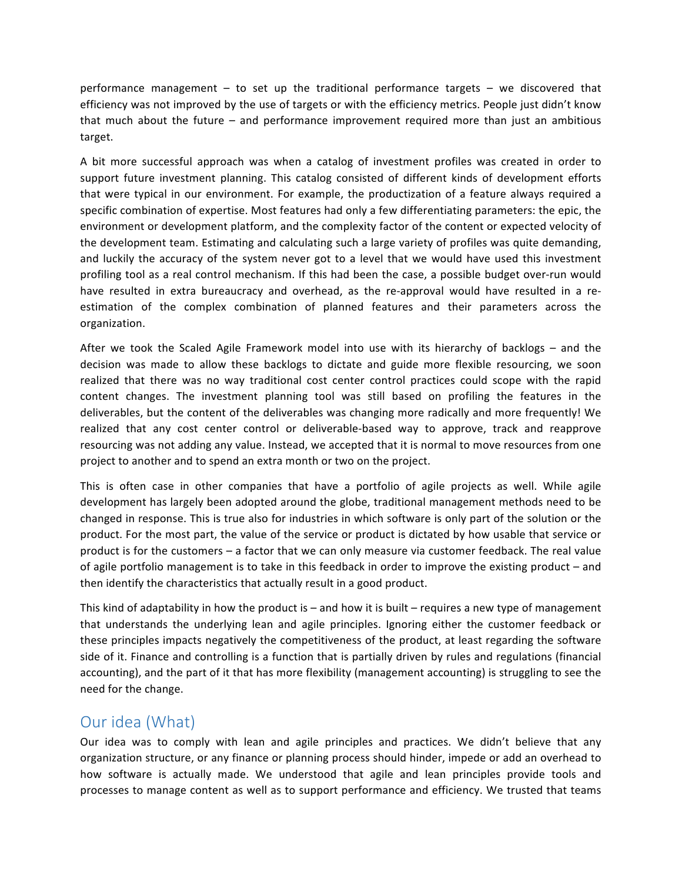performance management – to set up the traditional performance targets – we discovered that efficiency was not improved by the use of targets or with the efficiency metrics. People just didn't know that much about the future – and performance improvement required more than just an ambitious target.

A bit more successful approach was when a catalog of investment profiles was created in order to support future investment planning. This catalog consisted of different kinds of development efforts that were typical in our environment. For example, the productization of a feature always required a specific combination of expertise. Most features had only a few differentiating parameters: the epic, the environment or development platform, and the complexity factor of the content or expected velocity of the development team. Estimating and calculating such a large variety of profiles was quite demanding, and luckily the accuracy of the system never got to a level that we would have used this investment profiling tool as a real control mechanism. If this had been the case, a possible budget over-run would have resulted in extra bureaucracy and overhead, as the re-approval would have resulted in a re-estimation of the complex combination of planned features and their parameters across the organization.

After we took the Scaled Agile Framework model into use with its hierarchy of backlogs – and the decision was made to allow these backlogs to dictate and guide more flexible resourcing, we soon realized that there was no way traditional cost center control practices could scope with the rapid content changes. The investment planning tool was still based on profiling the features in the deliverables, but the content of the deliverables was changing more radically and more frequently! We realized that any cost center control or deliverable-based way to approve, track and reapprove resourcing was not adding any value. Instead, we accepted that it is normal to move resources from one project to another and to spend an extra month or two on the project.

This is often case in other companies that have a portfolio of agile projects as well. While agile development has largely been adopted around the globe, traditional management methods need to be changed in response. This is true also for industries in which software is only part of the solution or the product. For the most part, the value of the service or product is dictated by how usable that service or product is for the customers – a factor that we can only measure via customer feedback. The real value of agile portfolio management is to take in this feedback in order to improve the existing product – and then identify the characteristics that actually result in a good product.

This kind of adaptability in how the product is – and how it is built – requires a new type of management that understands the underlying lean and agile principles. Ignoring either the customer feedback or these principles impacts negatively the competitiveness of the product, at least regarding the software side of it. Finance and controlling is a function that is partially driven by rules and regulations (financial accounting), and the part of it that has more flexibility (management accounting) is struggling to see the need for the change.

## Our idea (What)

Our idea was to comply with lean and agile principles and practices. We didn't believe that any organization structure, or any finance or planning process should hinder, impede or add an overhead to how software is actually made. We understood that agile and lean principles provide tools and processes to manage content as well as to support performance and efficiency. We trusted that teams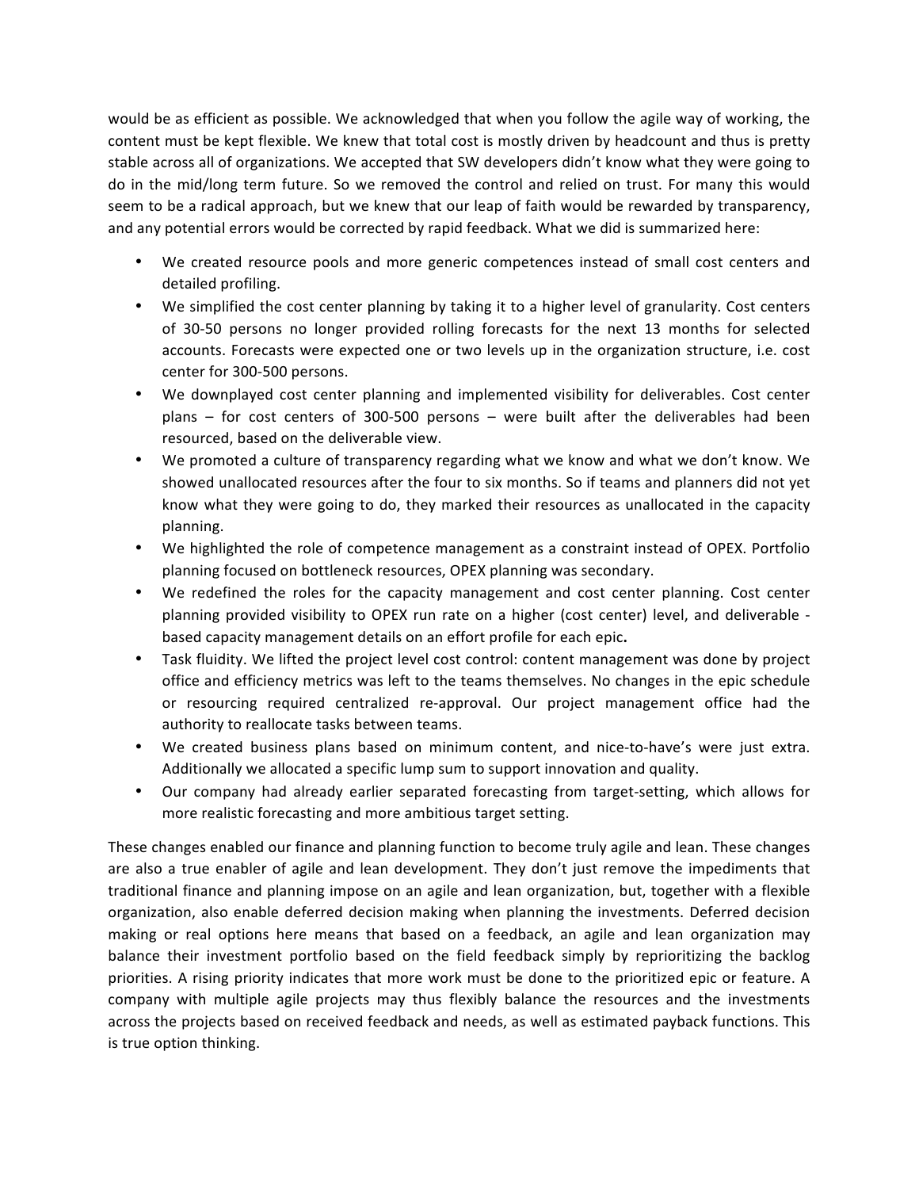would be as efficient as possible. We acknowledged that when you follow the agile way of working, the content must be kept flexible. We knew that total cost is mostly driven by headcount and thus is pretty stable across all of organizations. We accepted that SW developers didn't know what they were going to do in the mid/long term future. So we removed the control and relied on trust. For many this would seem to be a radical approach, but we knew that our leap of faith would be rewarded by transparency, and any potential errors would be corrected by rapid feedback. What we did is summarized here:

- We created resource pools and more generic competences instead of small cost centers and detailed profiling.
- We simplified the cost center planning by taking it to a higher level of granularity. Cost centers of 30-50 persons no longer provided rolling forecasts for the next 13 months for selected accounts. Forecasts were expected one or two levels up in the organization structure, i.e. cost center for 300-500 persons.
- We downplayed cost center planning and implemented visibility for deliverables. Cost center plans – for cost centers of 300-500 persons – were built after the deliverables had been resourced, based on the deliverable view.
- We promoted a culture of transparency regarding what we know and what we don't know. We showed unallocated resources after the four to six months. So if teams and planners did not yet know what they were going to do, they marked their resources as unallocated in the capacity planning.
- We highlighted the role of competence management as a constraint instead of OPEX. Portfolio planning focused on bottleneck resources, OPEX planning was secondary.
- We redefined the roles for the capacity management and cost center planning. Cost center planning provided visibility to OPEX run rate on a higher (cost center) level, and deliverable - based capacity management details on an effort profile for each epic**.**
- Task fluidity. We lifted the project level cost control: content management was done by project office and efficiency metrics was left to the teams themselves. No changes in the epic schedule or resourcing required centralized re-approval. Our project management office had the authority to reallocate tasks between teams.
- We created business plans based on minimum content, and nice-to-have's were just extra. Additionally we allocated a specific lump sum to support innovation and quality.
- Our company had already earlier separated forecasting from target-setting, which allows for more realistic forecasting and more ambitious target setting.

These changes enabled our finance and planning function to become truly agile and lean. These changes are also a true enabler of agile and lean development. They don't just remove the impediments that traditional finance and planning impose on an agile and lean organization, but, together with a flexible organization, also enable deferred decision making when planning the investments. Deferred decision making or real options here means that based on a feedback, an agile and lean organization may balance their investment portfolio based on the field feedback simply by reprioritizing the backlog priorities. A rising priority indicates that more work must be done to the prioritized epic or feature. A company with multiple agile projects may thus flexibly balance the resources and the investments across the projects based on received feedback and needs, as well as estimated payback functions. This is true option thinking.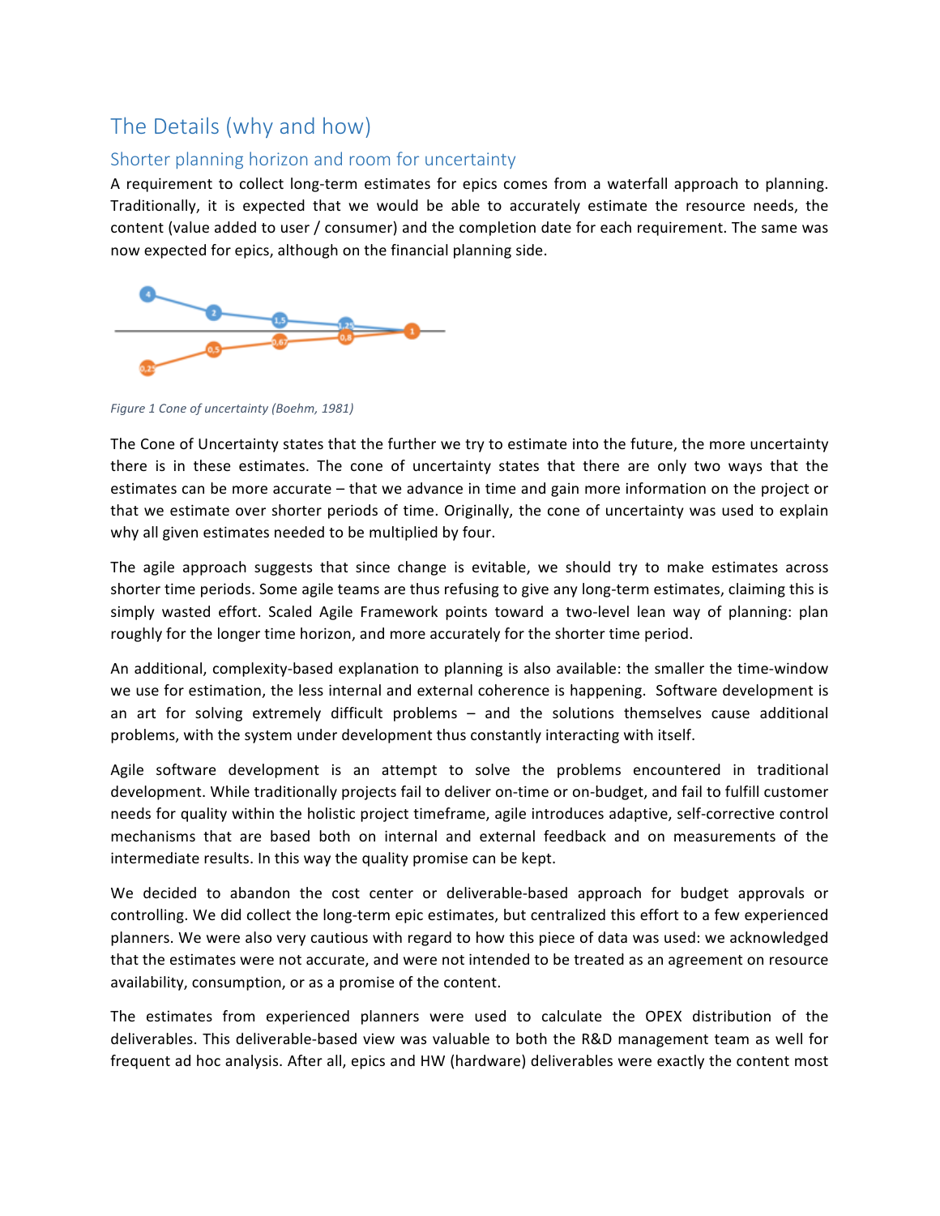# The Details (why and how)

## Shorter planning horizon and room for uncertainty

A requirement to collect long-term estimates for epics comes from a waterfall approach to planning. Traditionally, it is expected that we would be able to accurately estimate the resource needs, the content (value added to user / consumer) and the completion date for each requirement. The same was now expected for epics, although on the financial planning side.

*Figure 1 Cone of uncertainty (Boehm, 1981)*

The Cone of Uncertainty states that the further we try to estimate into the future, the more uncertainty there is in these estimates. The cone of uncertainty states that there are only two ways that the estimates can be more accurate – that we advance in time and gain more information on the project or that we estimate over shorter periods of time. Originally, the cone of uncertainty was used to explain why all given estimates needed to be multiplied by four.

The agile approach suggests that since change is evitable, we should try to make estimates across shorter time periods. Some agile teams are thus refusing to give any long-term estimates, claiming this is simply wasted effort. Scaled Agile Framework points toward a two-level lean way of planning: plan roughly for the longer time horizon, and more accurately for the shorter time period.

An additional, complexity-based explanation to planning is also available: the smaller the time-window we use for estimation, the less internal and external coherence is happening. Software development is an art for solving extremely difficult problems – and the solutions themselves cause additional problems, with the system under development thus constantly interacting with itself.

Agile software development is an attempt to solve the problems encountered in traditional development. While traditionally projects fail to deliver on-time or on-budget, and fail to fulfill customer needs for quality within the holistic project timeframe, agile introduces adaptive, self-corrective control mechanisms that are based both on internal and external feedback and on measurements of the intermediate results. In this way the quality promise can be kept.

We decided to abandon the cost center or deliverable-based approach for budget approvals or controlling. We did collect the long-term epic estimates, but centralized this effort to a few experienced planners. We were also very cautious with regard to how this piece of data was used: we acknowledged that the estimates were not accurate, and were not intended to be treated as an agreement on resource availability, consumption, or as a promise of the content.

The estimates from experienced planners were used to calculate the OPEX distribution of the deliverables. This deliverable-based view was valuable to both the R&D management team as well for frequent ad hoc analysis. After all, epics and HW (hardware) deliverables were exactly the content most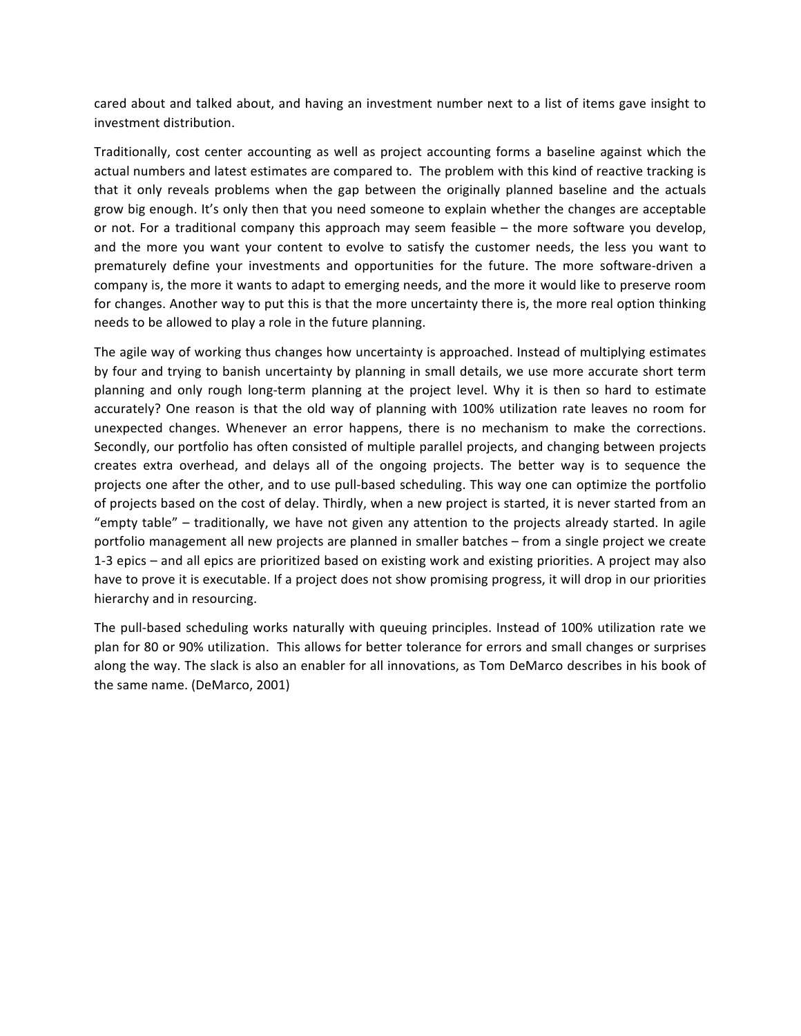cared about and talked about, and having an investment number next to a list of items gave insight to investment distribution.

Traditionally, cost center accounting as well as project accounting forms a baseline against which the actual numbers and latest estimates are compared to. The problem with this kind of reactive tracking is that it only reveals problems when the gap between the originally planned baseline and the actuals grow big enough. It's only then that you need someone to explain whether the changes are acceptable or not. For a traditional company this approach may seem feasible – the more software you develop, and the more you want your content to evolve to satisfy the customer needs, the less you want to prematurely define your investments and opportunities for the future. The more software-driven a company is, the more it wants to adapt to emerging needs, and the more it would like to preserve room for changes. Another way to put this is that the more uncertainty there is, the more real option thinking needs to be allowed to play a role in the future planning.

The agile way of working thus changes how uncertainty is approached. Instead of multiplying estimates by four and trying to banish uncertainty by planning in small details, we use more accurate short term planning and only rough long-term planning at the project level. Why it is then so hard to estimate accurately? One reason is that the old way of planning with 100% utilization rate leaves no room for unexpected changes. Whenever an error happens, there is no mechanism to make the corrections. Secondly, our portfolio has often consisted of multiple parallel projects, and changing between projects creates extra overhead, and delays all of the ongoing projects. The better way is to sequence the projects one after the other, and to use pull-based scheduling. This way one can optimize the portfolio of projects based on the cost of delay. Thirdly, when a new project is started, it is never started from an "empty table" – traditionally, we have not given any attention to the projects already started. In agile portfolio management all new projects are planned in smaller batches – from a single project we create 1-3 epics – and all epics are prioritized based on existing work and existing priorities. A project may also have to prove it is executable. If a project does not show promising progress, it will drop in our priorities hierarchy and in resourcing.

The pull-based scheduling works naturally with queuing principles. Instead of 100% utilization rate we plan for 80 or 90% utilization. This allows for better tolerance for errors and small changes or surprises along the way. The slack is also an enabler for all innovations, as Tom DeMarco describes in his book of the same name. (DeMarco, 2001)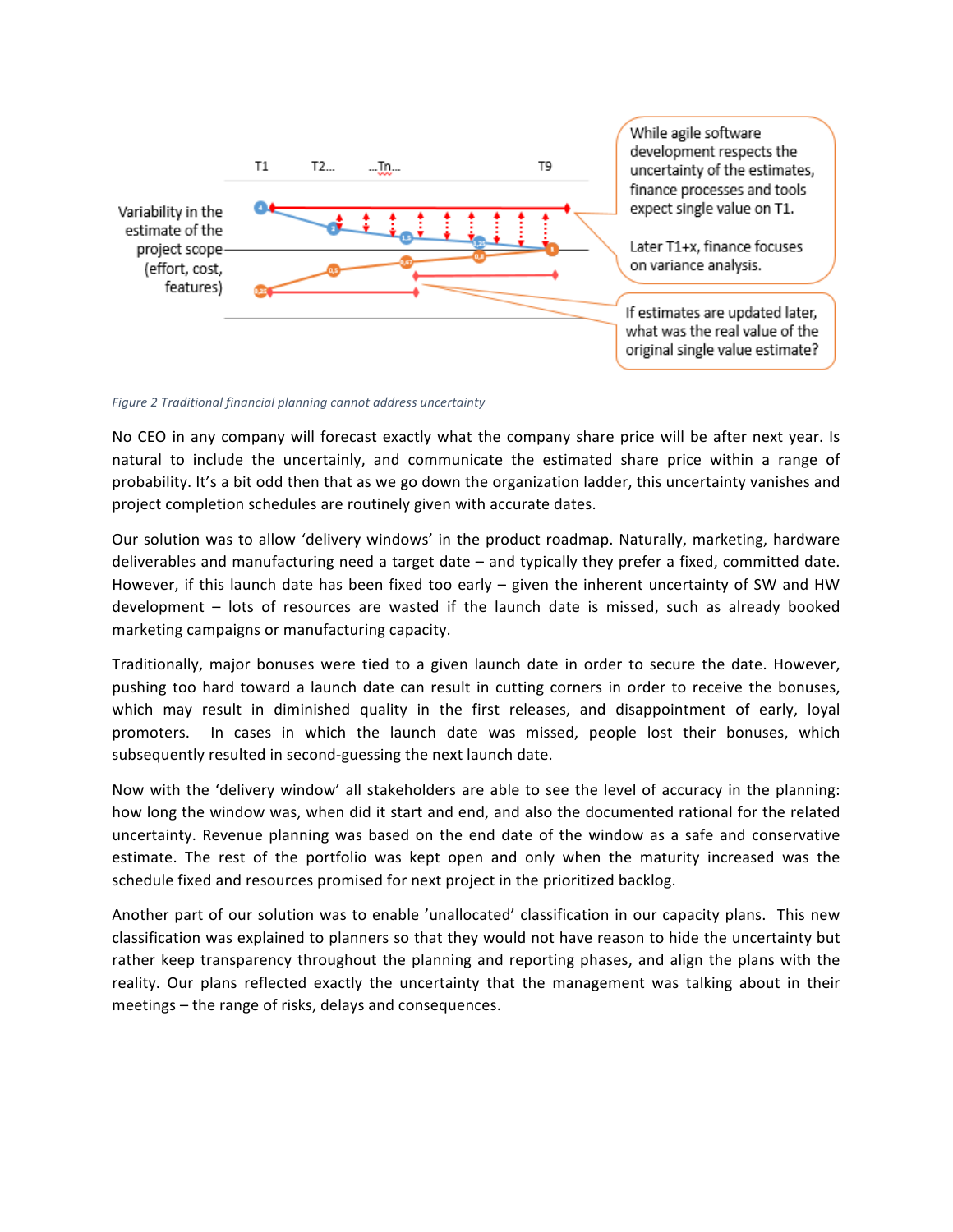Variability in the estimate of the project scope (effort, cost, features)

T1 T2... ...Tn... T9

While agile software development respects the uncertainty of the estimates, finance processes and tools expect single value on T1.

Later T1+x, finance focuses on variance analysis.

If estimates are updated later, what was the real value of the original single value estimate?

*Figure 2 Traditional financial planning cannot address uncertainty*

No CEO in any company will forecast exactly what the company share price will be after next year. Is natural to include the uncertainly, and communicate the estimated share price within a range of probability. It's a bit odd then that as we go down the organization ladder, this uncertainty vanishes and project completion schedules are routinely given with accurate dates.

Our solution was to allow 'delivery windows' in the product roadmap. Naturally, marketing, hardware deliverables and manufacturing need a target date – and typically they prefer a fixed, committed date. However, if this launch date has been fixed too early – given the inherent uncertainty of SW and HW development – lots of resources are wasted if the launch date is missed, such as already booked marketing campaigns or manufacturing capacity.

Traditionally, major bonuses were tied to a given launch date in order to secure the date. However, pushing too hard toward a launch date can result in cutting corners in order to receive the bonuses, which may result in diminished quality in the first releases, and disappointment of early, loyal promoters. In cases in which the launch date was missed, people lost their bonuses, which subsequently resulted in second-guessing the next launch date.

Now with the 'delivery window' all stakeholders are able to see the level of accuracy in the planning: how long the window was, when did it start and end, and also the documented rational for the related uncertainty. Revenue planning was based on the end date of the window as a safe and conservative estimate. The rest of the portfolio was kept open and only when the maturity increased was the schedule fixed and resources promised for next project in the prioritized backlog.

Another part of our solution was to enable 'unallocated' classification in our capacity plans. This new classification was explained to planners so that they would not have reason to hide the uncertainty but rather keep transparency throughout the planning and reporting phases, and align the plans with the reality. Our plans reflected exactly the uncertainty that the management was talking about in their meetings – the range of risks, delays and consequences.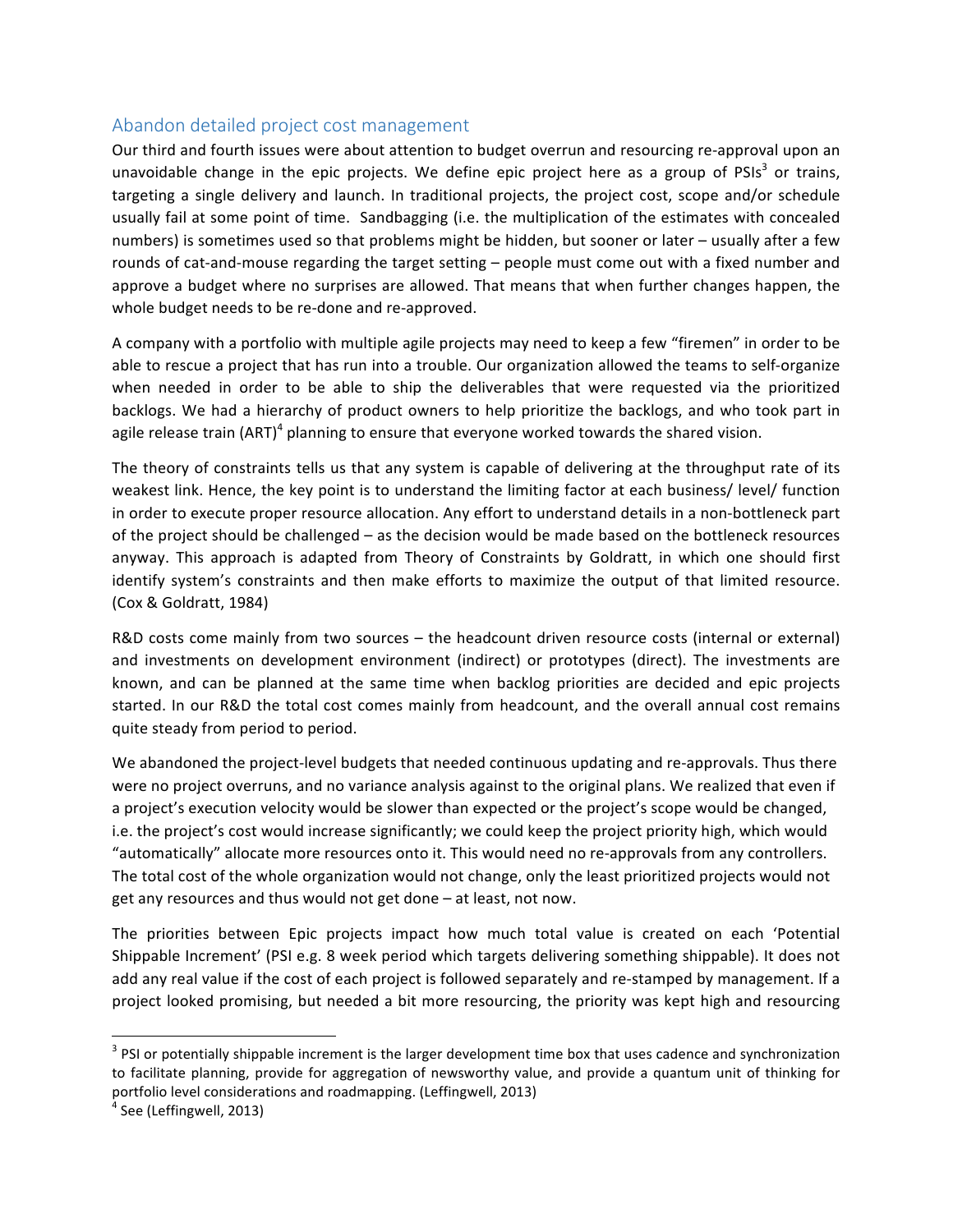## Abandon detailed project cost management

Our third and fourth issues were about attention to budget overrun and resourcing re-approval upon an unavoidable change in the epic projects. We define epic project here as a group of PSIs[3] or trains, targeting a single delivery and launch. In traditional projects, the project cost, scope and/or schedule usually fail at some point of time. Sandbagging (i.e. the multiplication of the estimates with concealed numbers) is sometimes used so that problems might be hidden, but sooner or later – usually after a few rounds of cat-and-mouse regarding the target setting – people must come out with a fixed number and approve a budget where no surprises are allowed. That means that when further changes happen, the whole budget needs to be re-done and re-approved.

A company with a portfolio with multiple agile projects may need to keep a few "firemen" in order to be able to rescue a project that has run into a trouble. Our organization allowed the teams to self-organize when needed in order to be able to ship the deliverables that were requested via the prioritized backlogs. We had a hierarchy of product owners to help prioritize the backlogs, and who took part in agile release train (ART)[4] planning to ensure that everyone worked towards the shared vision.

The theory of constraints tells us that any system is capable of delivering at the throughput rate of its weakest link. Hence, the key point is to understand the limiting factor at each business/ level/ function in order to execute proper resource allocation. Any effort to understand details in a non-bottleneck part of the project should be challenged – as the decision would be made based on the bottleneck resources anyway. This approach is adapted from Theory of Constraints by Goldratt, in which one should first identify system's constraints and then make efforts to maximize the output of that limited resource. (Cox & Goldratt, 1984)

R&D costs come mainly from two sources – the headcount driven resource costs (internal or external) and investments on development environment (indirect) or prototypes (direct). The investments are known, and can be planned at the same time when backlog priorities are decided and epic projects started. In our R&D the total cost comes mainly from headcount, and the overall annual cost remains quite steady from period to period.

We abandoned the project-level budgets that needed continuous updating and re-approvals. Thus there were no project overruns, and no variance analysis against to the original plans. We realized that even if a project's execution velocity would be slower than expected or the project's scope would be changed, i.e. the project's cost would increase significantly; we could keep the project priority high, which would "automatically" allocate more resources onto it. This would need no re-approvals from any controllers. The total cost of the whole organization would not change, only the least prioritized projects would not get any resources and thus would not get done – at least, not now.

The priorities between Epic projects impact how much total value is created on each 'Potential Shippable Increment' (PSI e.g. 8 week period which targets delivering something shippable). It does not add any real value if the cost of each project is followed separately and re-stamped by management. If a project looked promising, but needed a bit more resourcing, the priority was kept high and resourcing

---

[3] PSI or potentially shippable increment is the larger development time box that uses cadence and synchronization to facilitate planning, provide for aggregation of newsworthy value, and provide a quantum unit of thinking for portfolio level considerations and roadmapping. (Leffingwell, 2013)

[4] See (Leffingwell, 2013)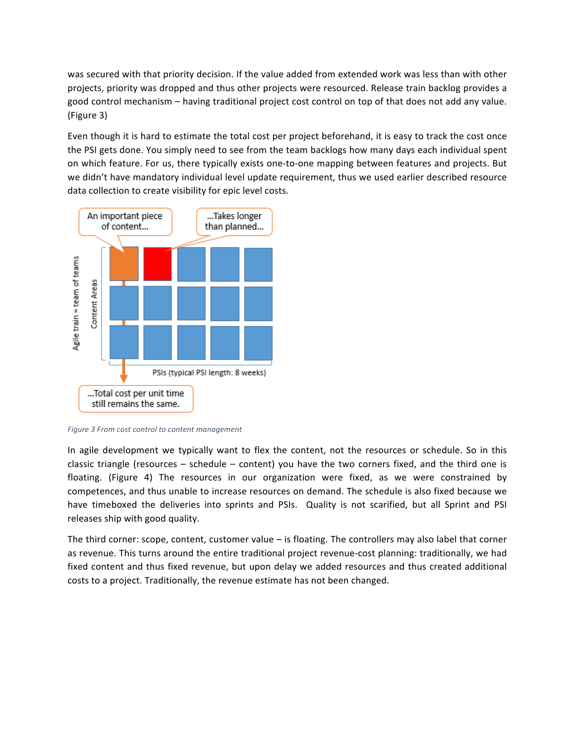was secured with that priority decision. If the value added from extended work was less than with other projects, priority was dropped and thus other projects were resourced. Release train backlog provides a good control mechanism – having traditional project cost control on top of that does not add any value. (Figure 3)

Even though it is hard to estimate the total cost per project beforehand, it is easy to track the cost once the PSI gets done. You simply need to see from the team backlogs how many days each individual spent on which feature. For us, there typically exists one-to-one mapping between features and projects. But we didn't have mandatory individual level update requirement, thus we used earlier described resource data collection to create visibility for epic level costs.

*Figure 3 From cost control to content management*

In agile development we typically want to flex the content, not the resources or schedule. So in this classic triangle (resources – schedule – content) you have the two corners fixed, and the third one is floating. (Figure 4) The resources in our organization were fixed, as we were constrained by competences, and thus unable to increase resources on demand. The schedule is also fixed because we have timeboxed the deliveries into sprints and PSIs. Quality is not scarified, but all Sprint and PSI releases ship with good quality.

The third corner: scope, content, customer value – is floating. The controllers may also label that corner as revenue. This turns around the entire traditional project revenue-cost planning: traditionally, we had fixed content and thus fixed revenue, but upon delay we added resources and thus created additional costs to a project. Traditionally, the revenue estimate has not been changed.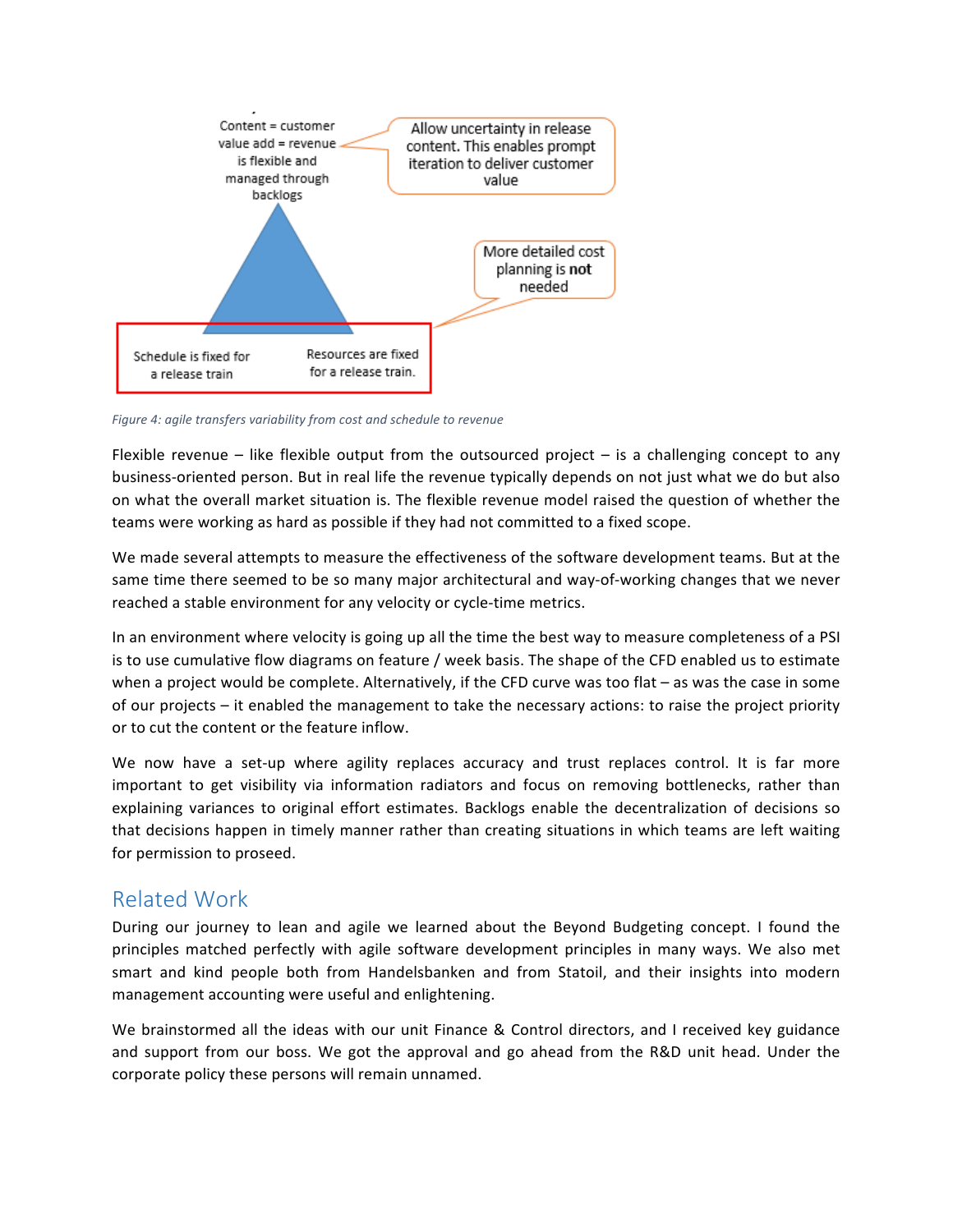Content = customer value add = revenue is flexible and managed through backlogs

Allow uncertainty in release content. This enables prompt iteration to deliver customer value

More detailed cost planning is **not** needed

Schedule is fixed for a release train

Resources are fixed for a release train.

*Figure 4: agile transfers variability from cost and schedule to revenue*

Flexible revenue – like flexible output from the outsourced project – is a challenging concept to any business-oriented person. But in real life the revenue typically depends on not just what we do but also on what the overall market situation is. The flexible revenue model raised the question of whether the teams were working as hard as possible if they had not committed to a fixed scope.

We made several attempts to measure the effectiveness of the software development teams. But at the same time there seemed to be so many major architectural and way-of-working changes that we never reached a stable environment for any velocity or cycle-time metrics.

In an environment where velocity is going up all the time the best way to measure completeness of a PSI is to use cumulative flow diagrams on feature / week basis. The shape of the CFD enabled us to estimate when a project would be complete. Alternatively, if the CFD curve was too flat – as was the case in some of our projects – it enabled the management to take the necessary actions: to raise the project priority or to cut the content or the feature inflow.

We now have a set-up where agility replaces accuracy and trust replaces control. It is far more important to get visibility via information radiators and focus on removing bottlenecks, rather than explaining variances to original effort estimates. Backlogs enable the decentralization of decisions so that decisions happen in timely manner rather than creating situations in which teams are left waiting for permission to proseed.

## Related Work

During our journey to lean and agile we learned about the Beyond Budgeting concept. I found the principles matched perfectly with agile software development principles in many ways. We also met smart and kind people both from Handelsbanken and from Statoil, and their insights into modern management accounting were useful and enlightening.

We brainstormed all the ideas with our unit Finance & Control directors, and I received key guidance and support from our boss. We got the approval and go ahead from the R&D unit head. Under the corporate policy these persons will remain unnamed.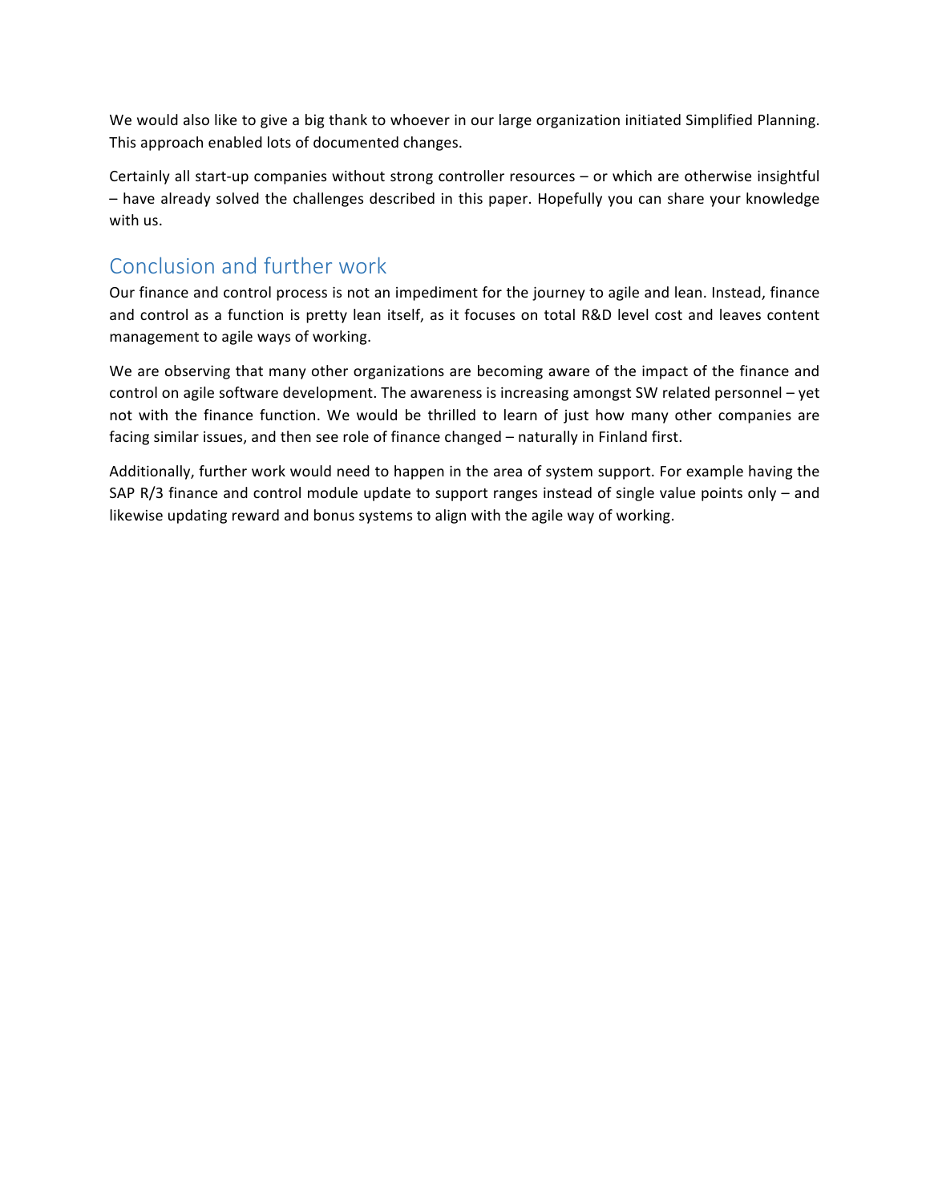We would also like to give a big thank to whoever in our large organization initiated Simplified Planning. This approach enabled lots of documented changes.

Certainly all start-up companies without strong controller resources – or which are otherwise insightful – have already solved the challenges described in this paper. Hopefully you can share your knowledge with us.

## Conclusion and further work

Our finance and control process is not an impediment for the journey to agile and lean. Instead, finance and control as a function is pretty lean itself, as it focuses on total R&D level cost and leaves content management to agile ways of working.

We are observing that many other organizations are becoming aware of the impact of the finance and control on agile software development. The awareness is increasing amongst SW related personnel – yet not with the finance function. We would be thrilled to learn of just how many other companies are facing similar issues, and then see role of finance changed – naturally in Finland first.

Additionally, further work would need to happen in the area of system support. For example having the SAP R/3 finance and control module update to support ranges instead of single value points only – and likewise updating reward and bonus systems to align with the agile way of working.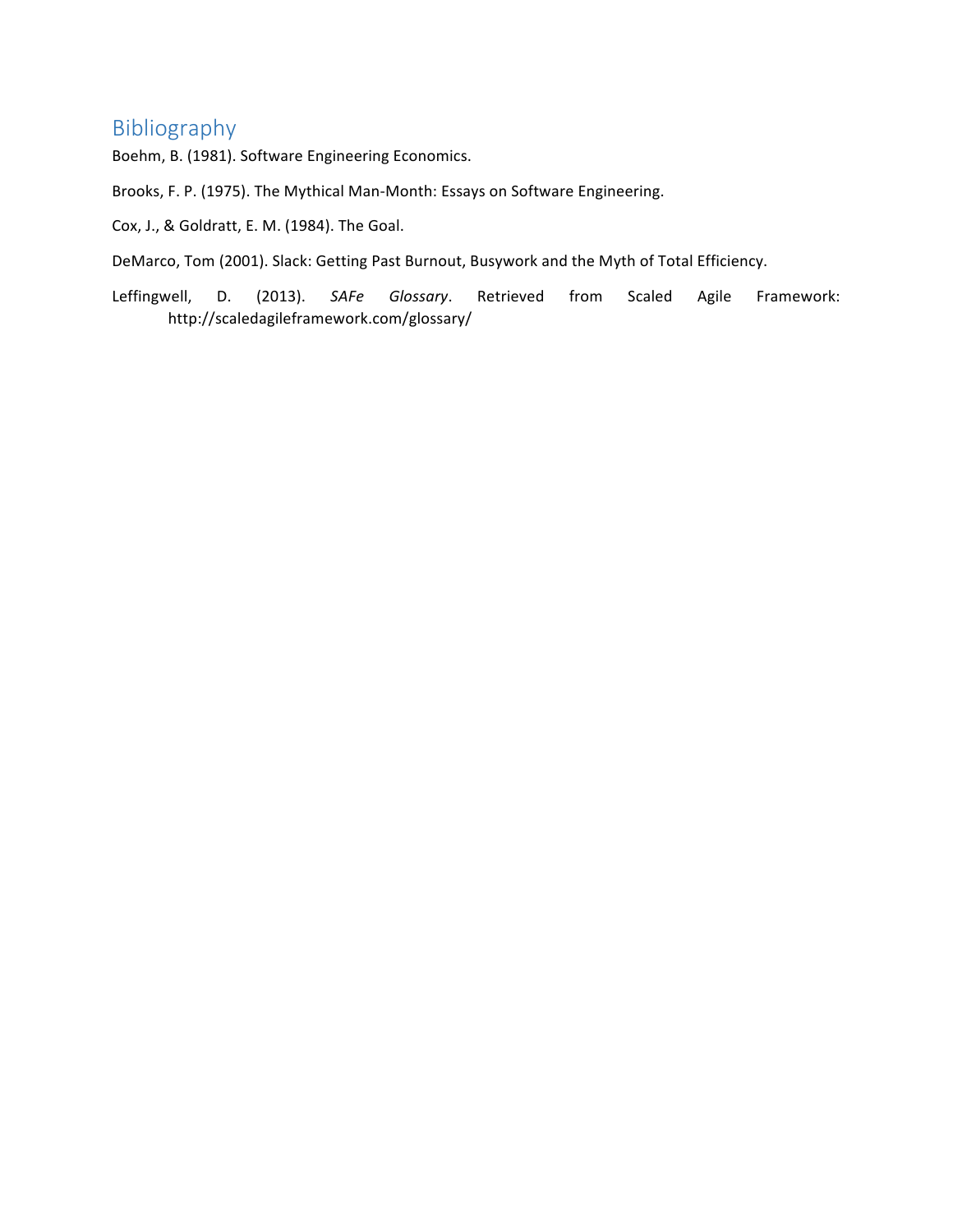## Bibliography

Boehm, B. (1981). Software Engineering Economics.

Brooks, F. P. (1975). The Mythical Man-Month: Essays on Software Engineering.

Cox, J., & Goldratt, E. M. (1984). The Goal.

DeMarco, Tom (2001). Slack: Getting Past Burnout, Busywork and the Myth of Total Efficiency.

Leffingwell, D. (2013). *SAFe Glossary*. Retrieved from Scaled Agile Framework: http://scaledagileframework.com/glossary/